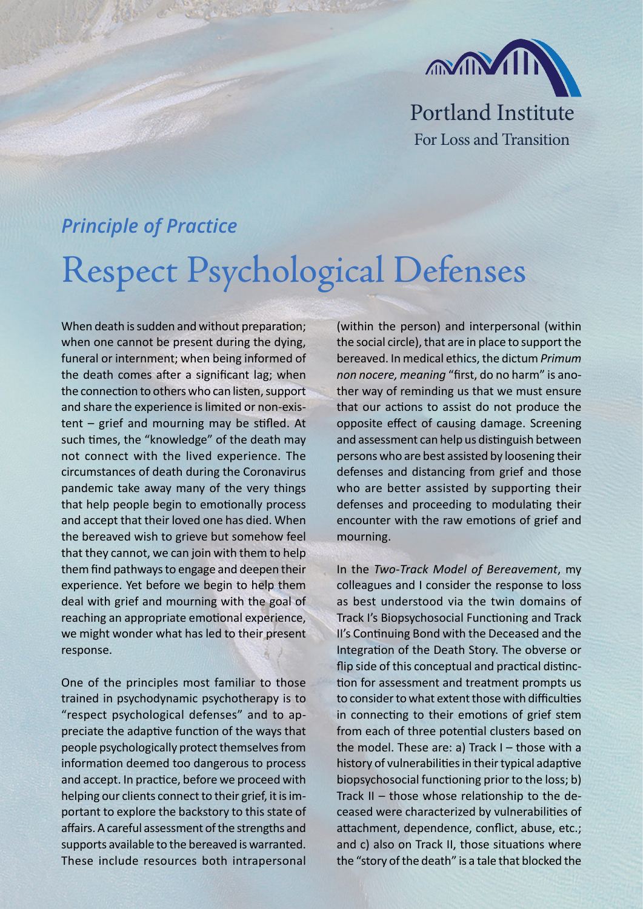Portland Institute
For Loss and Transition

*Principle of Practice*

# Respect Psychological Defenses

When death is sudden and without preparation; when one cannot be present during the dying, funeral or internment; when being informed of the death comes after a significant lag; when the connection to others who can listen, support and share the experience is limited or non-existent – grief and mourning may be stifled. At such times, the "knowledge" of the death may not connect with the lived experience. The circumstances of death during the Coronavirus pandemic take away many of the very things that help people begin to emotionally process and accept that their loved one has died. When the bereaved wish to grieve but somehow feel that they cannot, we can join with them to help them find pathways to engage and deepen their experience. Yet before we begin to help them deal with grief and mourning with the goal of reaching an appropriate emotional experience, we might wonder what has led to their present response.

One of the principles most familiar to those trained in psychodynamic psychotherapy is to "respect psychological defenses" and to appreciate the adaptive function of the ways that people psychologically protect themselves from information deemed too dangerous to process and accept. In practice, before we proceed with helping our clients connect to their grief, it is important to explore the backstory to this state of affairs. A careful assessment of the strengths and supports available to the bereaved is warranted. These include resources both intrapersonal (within the person) and interpersonal (within the social circle), that are in place to support the bereaved. In medical ethics, the dictum *Primum non nocere, meaning* "first, do no harm" is another way of reminding us that we must ensure that our actions to assist do not produce the opposite effect of causing damage. Screening and assessment can help us distinguish between persons who are best assisted by loosening their defenses and distancing from grief and those who are better assisted by supporting their defenses and proceeding to modulating their encounter with the raw emotions of grief and mourning.

In the *Two-Track Model of Bereavement*, my colleagues and I consider the response to loss as best understood via the twin domains of Track I's Biopsychosocial Functioning and Track II's Continuing Bond with the Deceased and the Integration of the Death Story. The obverse or flip side of this conceptual and practical distinction for assessment and treatment prompts us to consider to what extent those with difficulties in connecting to their emotions of grief stem from each of three potential clusters based on the model. These are: a) Track I – those with a history of vulnerabilities in their typical adaptive biopsychosocial functioning prior to the loss; b) Track II – those whose relationship to the deceased were characterized by vulnerabilities of attachment, dependence, conflict, abuse, etc.; and c) also on Track II, those situations where the "story of the death" is a tale that blocked the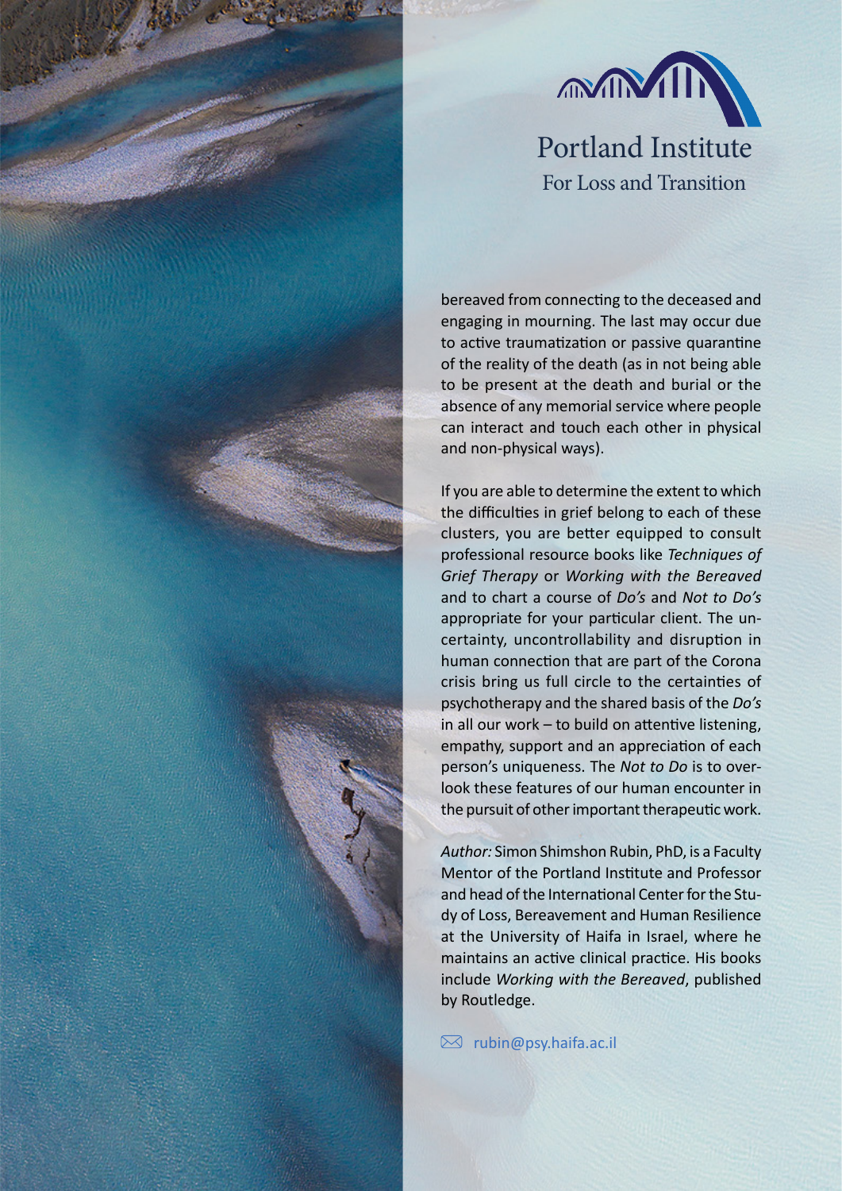Portland Institute
For Loss and Transition

bereaved from connecting to the deceased and engaging in mourning. The last may occur due to active traumatization or passive quarantine of the reality of the death (as in not being able to be present at the death and burial or the absence of any memorial service where people can interact and touch each other in physical and non-physical ways).

If you are able to determine the extent to which the difficulties in grief belong to each of these clusters, you are better equipped to consult professional resource books like *Techniques of Grief Therapy* or *Working with the Bereaved* and to chart a course of *Do's* and *Not to Do's* appropriate for your particular client. The uncertainty, uncontrollability and disruption in human connection that are part of the Corona crisis bring us full circle to the certainties of psychotherapy and the shared basis of the *Do's* in all our work – to build on attentive listening, empathy, support and an appreciation of each person's uniqueness. The *Not to Do* is to overlook these features of our human encounter in the pursuit of other important therapeutic work.

*Author:* Simon Shimshon Rubin, PhD, is a Faculty Mentor of the Portland Institute and Professor and head of the International Center for the Study of Loss, Bereavement and Human Resilience at the University of Haifa in Israel, where he maintains an active clinical practice. His books include *Working with the Bereaved*, published by Routledge.

rubin@psy.haifa.ac.il